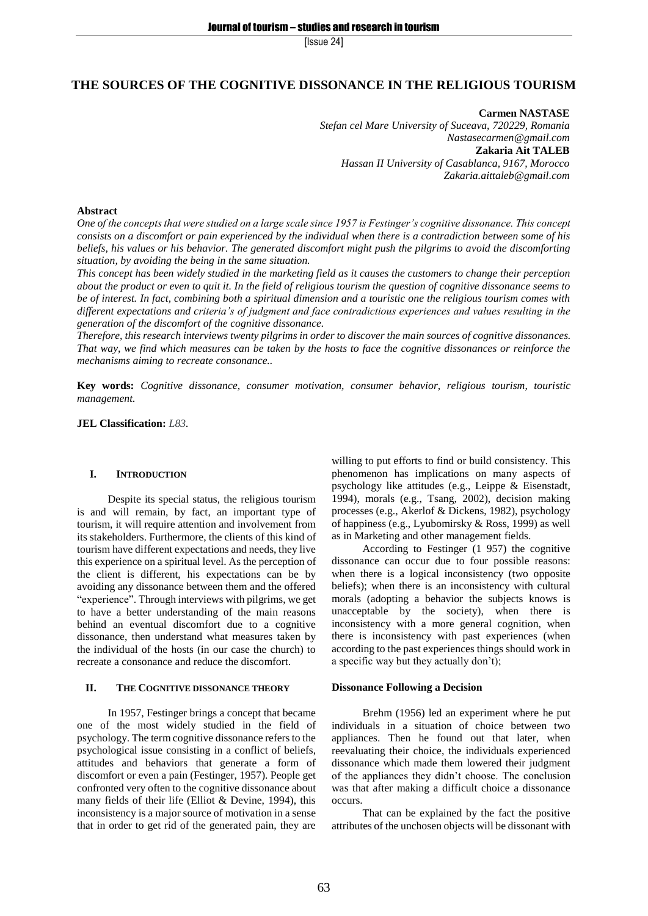# THE SOURCES OF THE COGNITIVE DISSONANCE IN THE RELIGIOUS TOURISM

**Carmen NASTASE**
*Stefan cel Mare University of Suceava, 720229, Romania*
*Nastasecarmen@gmail.com*

**Zakaria Ait TALEB**
*Hassan II University of Casablanca, 9167, Morocco*
*Zakaria.aittaleb@gmail.com*

### Abstract

*One of the concepts that were studied on a large scale since 1957 is Festinger's cognitive dissonance. This concept consists on a discomfort or pain experienced by the individual when there is a contradiction between some of his beliefs, his values or his behavior. The generated discomfort might push the pilgrims to avoid the discomforting situation, by avoiding the being in the same situation.*

*This concept has been widely studied in the marketing field as it causes the customers to change their perception about the product or even to quit it. In the field of religious tourism the question of cognitive dissonance seems to be of interest. In fact, combining both a spiritual dimension and a touristic one the religious tourism comes with different expectations and criteria's of judgment and face contradictious experiences and values resulting in the generation of the discomfort of the cognitive dissonance.*

*Therefore, this research interviews twenty pilgrims in order to discover the main sources of cognitive dissonances. That way, we find which measures can be taken by the hosts to face the cognitive dissonances or reinforce the mechanisms aiming to recreate consonance..*

**Key words:** *Cognitive dissonance, consumer motivation, consumer behavior, religious tourism, touristic management.*

**JEL Classification:** *L83.*

## I. INTRODUCTION

Despite its special status, the religious tourism is and will remain, by fact, an important type of tourism, it will require attention and involvement from its stakeholders. Furthermore, the clients of this kind of tourism have different expectations and needs, they live this experience on a spiritual level. As the perception of the client is different, his expectations can be by avoiding any dissonance between them and the offered "experience". Through interviews with pilgrims, we get to have a better understanding of the main reasons behind an eventual discomfort due to a cognitive dissonance, then understand what measures taken by the individual of the hosts (in our case the church) to recreate a consonance and reduce the discomfort.

## II. THE COGNITIVE DISSONANCE THEORY

In 1957, Festinger brings a concept that became one of the most widely studied in the field of psychology. The term cognitive dissonance refers to the psychological issue consisting in a conflict of beliefs, attitudes and behaviors that generate a form of discomfort or even a pain (Festinger, 1957). People get confronted very often to the cognitive dissonance about many fields of their life (Elliot & Devine, 1994), this inconsistency is a major source of motivation in a sense that in order to get rid of the generated pain, they are willing to put efforts to find or build consistency. This phenomenon has implications on many aspects of psychology like attitudes (e.g., Leippe & Eisenstadt, 1994), morals (e.g., Tsang, 2002), decision making processes (e.g., Akerlof & Dickens, 1982), psychology of happiness (e.g., Lyubomirsky & Ross, 1999) as well as in Marketing and other management fields.

According to Festinger (1 957) the cognitive dissonance can occur due to four possible reasons: when there is a logical inconsistency (two opposite beliefs); when there is an inconsistency with cultural morals (adopting a behavior the subjects knows is unacceptable by the society), when there is inconsistency with a more general cognition, when there is inconsistency with past experiences (when according to the past experiences things should work in a specific way but they actually don't);

### Dissonance Following a Decision

Brehm (1956) led an experiment where he put individuals in a situation of choice between two appliances. Then he found out that later, when reevaluating their choice, the individuals experienced dissonance which made them lowered their judgment of the appliances they didn't choose. The conclusion was that after making a difficult choice a dissonance occurs.

That can be explained by the fact the positive attributes of the unchosen objects will be dissonant with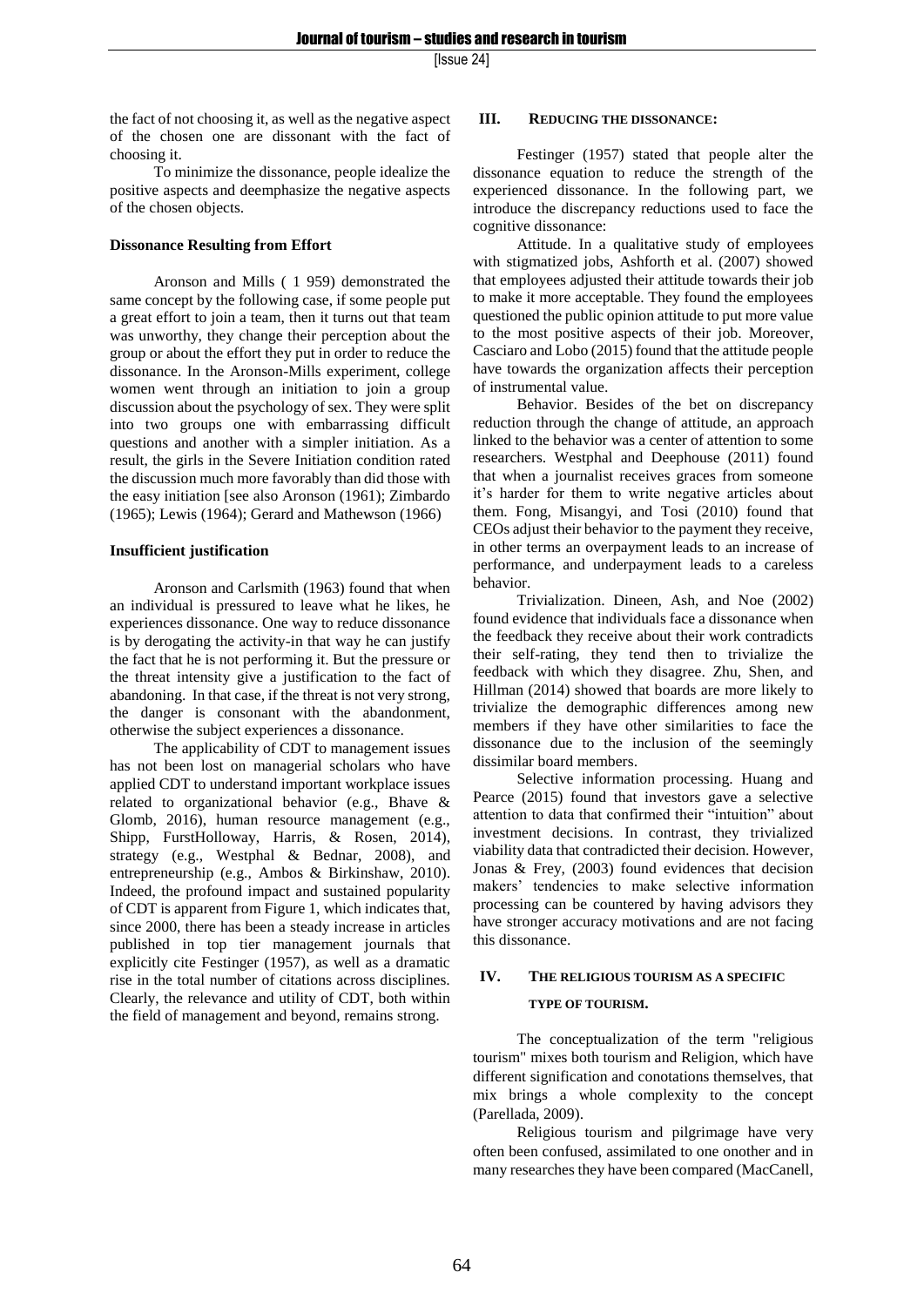the fact of not choosing it, as well as the negative aspect of the chosen one are dissonant with the fact of choosing it.

To minimize the dissonance, people idealize the positive aspects and deemphasize the negative aspects of the chosen objects.

**Dissonance Resulting from Effort**

Aronson and Mills ( 1 959) demonstrated the same concept by the following case, if some people put a great effort to join a team, then it turns out that team was unworthy, they change their perception about the group or about the effort they put in order to reduce the dissonance. In the Aronson-Mills experiment, college women went through an initiation to join a group discussion about the psychology of sex. They were split into two groups one with embarrassing difficult questions and another with a simpler initiation. As a result, the girls in the Severe Initiation condition rated the discussion much more favorably than did those with the easy initiation [see also Aronson (1961); Zimbardo (1965); Lewis (1964); Gerard and Mathewson (1966)

**Insufficient justification**

Aronson and Carlsmith (1963) found that when an individual is pressured to leave what he likes, he experiences dissonance. One way to reduce dissonance is by derogating the activity-in that way he can justify the fact that he is not performing it. But the pressure or the threat intensity give a justification to the fact of abandoning. In that case, if the threat is not very strong, the danger is consonant with the abandonment, otherwise the subject experiences a dissonance.

The applicability of CDT to management issues has not been lost on managerial scholars who have applied CDT to understand important workplace issues related to organizational behavior (e.g., Bhave & Glomb, 2016), human resource management (e.g., Shipp, FurstHolloway, Harris, & Rosen, 2014), strategy (e.g., Westphal & Bednar, 2008), and entrepreneurship (e.g., Ambos & Birkinshaw, 2010). Indeed, the profound impact and sustained popularity of CDT is apparent from Figure 1, which indicates that, since 2000, there has been a steady increase in articles published in top tier management journals that explicitly cite Festinger (1957), as well as a dramatic rise in the total number of citations across disciplines. Clearly, the relevance and utility of CDT, both within the field of management and beyond, remains strong.

## III. REDUCING THE DISSONANCE:

Festinger (1957) stated that people alter the dissonance equation to reduce the strength of the experienced dissonance. In the following part, we introduce the discrepancy reductions used to face the cognitive dissonance:

Attitude. In a qualitative study of employees with stigmatized jobs, Ashforth et al. (2007) showed that employees adjusted their attitude towards their job to make it more acceptable. They found the employees questioned the public opinion attitude to put more value to the most positive aspects of their job. Moreover, Casciaro and Lobo (2015) found that the attitude people have towards the organization affects their perception of instrumental value.

Behavior. Besides of the bet on discrepancy reduction through the change of attitude, an approach linked to the behavior was a center of attention to some researchers. Westphal and Deephouse (2011) found that when a journalist receives graces from someone it's harder for them to write negative articles about them. Fong, Misangyi, and Tosi (2010) found that CEOs adjust their behavior to the payment they receive, in other terms an overpayment leads to an increase of performance, and underpayment leads to a careless behavior.

Trivialization. Dineen, Ash, and Noe (2002) found evidence that individuals face a dissonance when the feedback they receive about their work contradicts their self-rating, they tend then to trivialize the feedback with which they disagree. Zhu, Shen, and Hillman (2014) showed that boards are more likely to trivialize the demographic differences among new members if they have other similarities to face the dissonance due to the inclusion of the seemingly dissimilar board members.

Selective information processing. Huang and Pearce (2015) found that investors gave a selective attention to data that confirmed their "intuition" about investment decisions. In contrast, they trivialized viability data that contradicted their decision. However, Jonas & Frey, (2003) found evidences that decision makers' tendencies to make selective information processing can be countered by having advisors they have stronger accuracy motivations and are not facing this dissonance.

## IV. THE RELIGIOUS TOURISM AS A SPECIFIC TYPE OF TOURISM.

The conceptualization of the term "religious tourism" mixes both tourism and Religion, which have different signification and conotations themselves, that mix brings a whole complexity to the concept (Parellada, 2009).

Religious tourism and pilgrimage have very often been confused, assimilated to one another and in many researches they have been compared (MacCanell,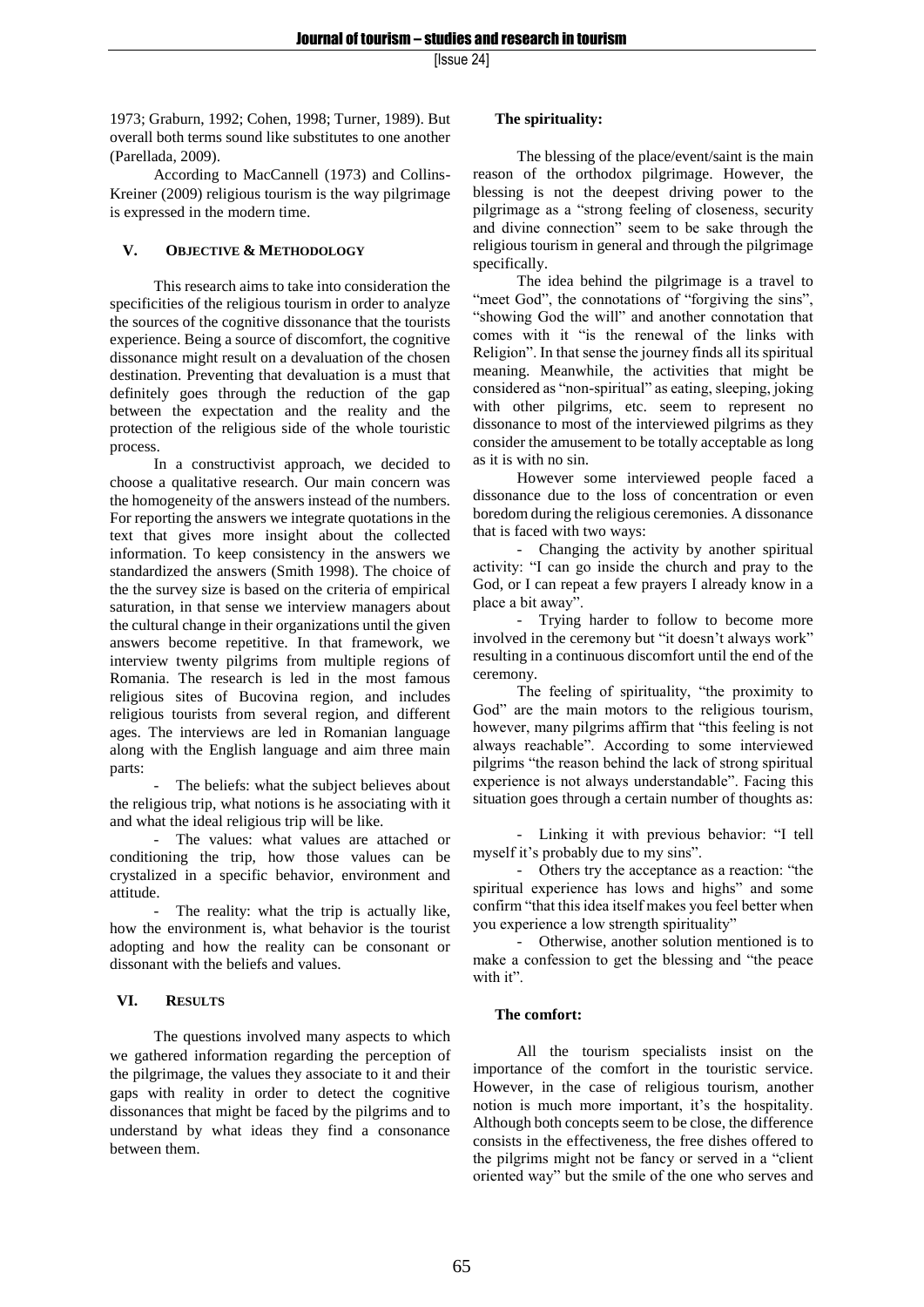1973; Graburn, 1992; Cohen, 1998; Turner, 1989). But overall both terms sound like substitutes to one another (Parellada, 2009).

According to MacCannell (1973) and Collins-Kreiner (2009) religious tourism is the way pilgrimage is expressed in the modern time.

## V. OBJECTIVE & METHODOLOGY

This research aims to take into consideration the specificities of the religious tourism in order to analyze the sources of the cognitive dissonance that the tourists experience. Being a source of discomfort, the cognitive dissonance might result on a devaluation of the chosen destination. Preventing that devaluation is a must that definitely goes through the reduction of the gap between the expectation and the reality and the protection of the religious side of the whole touristic process.

In a constructivist approach, we decided to choose a qualitative research. Our main concern was the homogeneity of the answers instead of the numbers. For reporting the answers we integrate quotations in the text that gives more insight about the collected information. To keep consistency in the answers we standardized the answers (Smith 1998). The choice of the the survey size is based on the criteria of empirical saturation, in that sense we interview managers about the cultural change in their organizations until the given answers become repetitive. In that framework, we interview twenty pilgrims from multiple regions of Romania. The research is led in the most famous religious sites of Bucovina region, and includes religious tourists from several region, and different ages. The interviews are led in Romanian language along with the English language and aim three main parts:

- The beliefs: what the subject believes about the religious trip, what notions is he associating with it and what the ideal religious trip will be like.
- The values: what values are attached or conditioning the trip, how those values can be crystalized in a specific behavior, environment and attitude.
- The reality: what the trip is actually like, how the environment is, what behavior is the tourist adopting and how the reality can be consonant or dissonant with the beliefs and values.

## VI. RESULTS

The questions involved many aspects to which we gathered information regarding the perception of the pilgrimage, the values they associate to it and their gaps with reality in order to detect the cognitive dissonances that might be faced by the pilgrims and to understand by what ideas they find a consonance between them.

**The spirituality:**

The blessing of the place/event/saint is the main reason of the orthodox pilgrimage. However, the blessing is not the deepest driving power to the pilgrimage as a "strong feeling of closeness, security and divine connection" seem to be sake through the religious tourism in general and through the pilgrimage specifically.

The idea behind the pilgrimage is a travel to "meet God", the connotations of "forgiving the sins", "showing God the will" and another connotation that comes with it "is the renewal of the links with Religion". In that sense the journey finds all its spiritual meaning. Meanwhile, the activities that might be considered as "non-spiritual" as eating, sleeping, joking with other pilgrims, etc. seem to represent no dissonance to most of the interviewed pilgrims as they consider the amusement to be totally acceptable as long as it is with no sin.

However some interviewed people faced a dissonance due to the loss of concentration or even boredom during the religious ceremonies. A dissonance that is faced with two ways:

- Changing the activity by another spiritual activity: "I can go inside the church and pray to the God, or I can repeat a few prayers I already know in a place a bit away".
- Trying harder to follow to become more involved in the ceremony but "it doesn't always work" resulting in a continuous discomfort until the end of the ceremony.

The feeling of spirituality, "the proximity to God" are the main motors to the religious tourism, however, many pilgrims affirm that "this feeling is not always reachable". According to some interviewed pilgrims "the reason behind the lack of strong spiritual experience is not always understandable". Facing this situation goes through a certain number of thoughts as:

- Linking it with previous behavior: "I tell myself it's probably due to my sins".
- Others try the acceptance as a reaction: "the spiritual experience has lows and highs" and some confirm "that this idea itself makes you feel better when you experience a low strength spirituality"
- Otherwise, another solution mentioned is to make a confession to get the blessing and "the peace with it".

**The comfort:**

All the tourism specialists insist on the importance of the comfort in the touristic service. However, in the case of religious tourism, another notion is much more important, it's the hospitality. Although both concepts seem to be close, the difference consists in the effectiveness, the free dishes offered to the pilgrims might not be fancy or served in a "client oriented way" but the smile of the one who serves and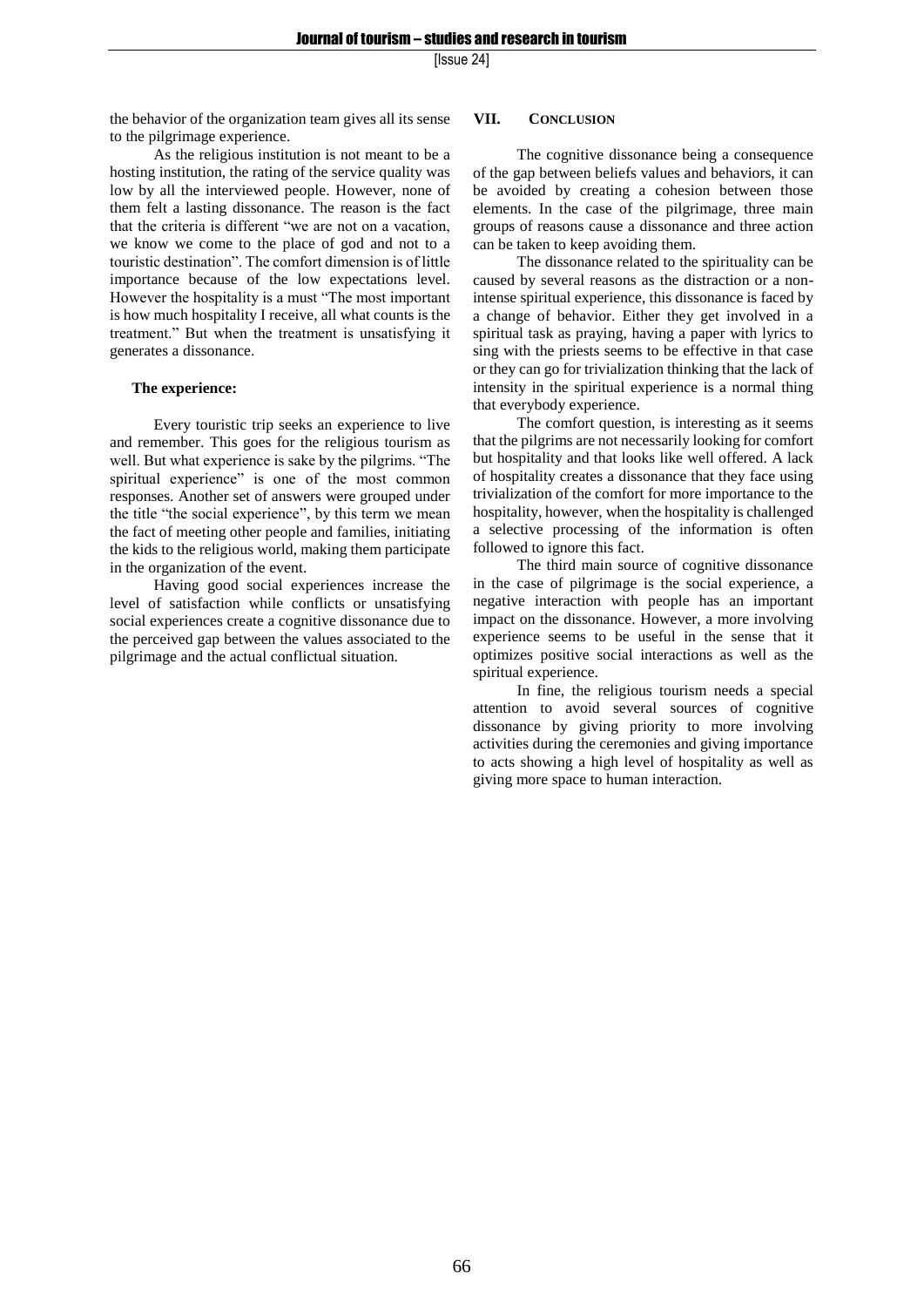the behavior of the organization team gives all its sense to the pilgrimage experience.

As the religious institution is not meant to be a hosting institution, the rating of the service quality was low by all the interviewed people. However, none of them felt a lasting dissonance. The reason is the fact that the criteria is different "we are not on a vacation, we know we come to the place of god and not to a touristic destination". The comfort dimension is of little importance because of the low expectations level. However the hospitality is a must "The most important is how much hospitality I receive, all what counts is the treatment." But when the treatment is unsatisfying it generates a dissonance.

**The experience:**

Every touristic trip seeks an experience to live and remember. This goes for the religious tourism as well. But what experience is sake by the pilgrims. "The spiritual experience" is one of the most common responses. Another set of answers were grouped under the title "the social experience", by this term we mean the fact of meeting other people and families, initiating the kids to the religious world, making them participate in the organization of the event.

Having good social experiences increase the level of satisfaction while conflicts or unsatisfying social experiences create a cognitive dissonance due to the perceived gap between the values associated to the pilgrimage and the actual conflictual situation.

## VII. CONCLUSION

The cognitive dissonance being a consequence of the gap between beliefs values and behaviors, it can be avoided by creating a cohesion between those elements. In the case of the pilgrimage, three main groups of reasons cause a dissonance and three action can be taken to keep avoiding them.

The dissonance related to the spirituality can be caused by several reasons as the distraction or a non-intense spiritual experience, this dissonance is faced by a change of behavior. Either they get involved in a spiritual task as praying, having a paper with lyrics to sing with the priests seems to be effective in that case or they can go for trivialization thinking that the lack of intensity in the spiritual experience is a normal thing that everybody experience.

The comfort question, is interesting as it seems that the pilgrims are not necessarily looking for comfort but hospitality and that looks like well offered. A lack of hospitality creates a dissonance that they face using trivialization of the comfort for more importance to the hospitality, however, when the hospitality is challenged a selective processing of the information is often followed to ignore this fact.

The third main source of cognitive dissonance in the case of pilgrimage is the social experience, a negative interaction with people has an important impact on the dissonance. However, a more involving experience seems to be useful in the sense that it optimizes positive social interactions as well as the spiritual experience.

In fine, the religious tourism needs a special attention to avoid several sources of cognitive dissonance by giving priority to more involving activities during the ceremonies and giving importance to acts showing a high level of hospitality as well as giving more space to human interaction.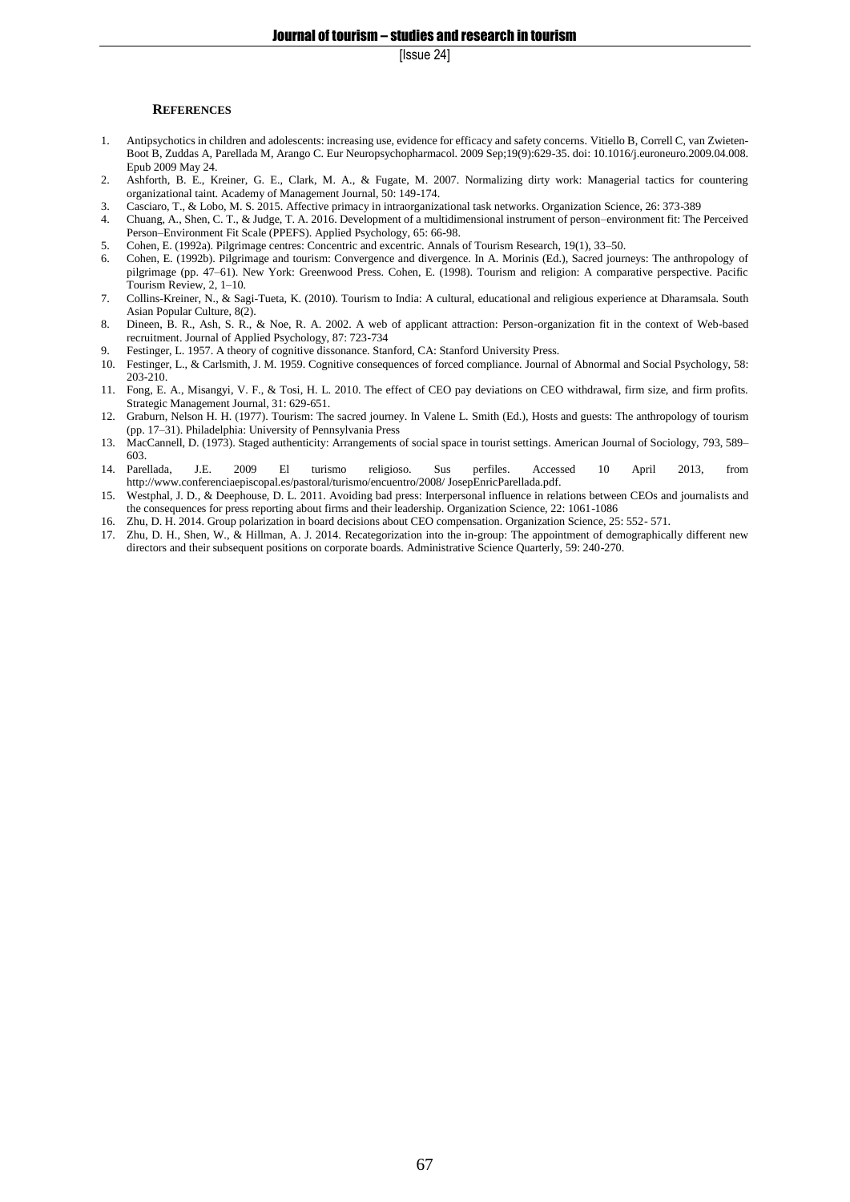## REFERENCES

1. Antipsychotics in children and adolescents: increasing use, evidence for efficacy and safety concerns. Vitiello B, Correll C, van Zwieten-Boot B, Zuddas A, Parellada M, Arango C. Eur Neuropsychopharmacol. 2009 Sep;19(9):629-35. doi: 10.1016/j.euroneuro.2009.04.008. Epub 2009 May 24.
2. Ashforth, B. E., Kreiner, G. E., Clark, M. A., & Fugate, M. 2007. Normalizing dirty work: Managerial tactics for countering organizational taint. Academy of Management Journal, 50: 149-174.
3. Casciaro, T., & Lobo, M. S. 2015. Affective primacy in intraorganizational task networks. Organization Science, 26: 373-389
4. Chuang, A., Shen, C. T., & Judge, T. A. 2016. Development of a multidimensional instrument of person–environment fit: The Perceived Person–Environment Fit Scale (PPEFS). Applied Psychology, 65: 66-98.
5. Cohen, E. (1992a). Pilgrimage centres: Concentric and excentric. Annals of Tourism Research, 19(1), 33–50.
6. Cohen, E. (1992b). Pilgrimage and tourism: Convergence and divergence. In A. Morinis (Ed.), Sacred journeys: The anthropology of pilgrimage (pp. 47–61). New York: Greenwood Press. Cohen, E. (1998). Tourism and religion: A comparative perspective. Pacific Tourism Review, 2, 1–10.
7. Collins-Kreiner, N., & Sagi-Tueta, K. (2010). Tourism to India: A cultural, educational and religious experience at Dharamsala. South Asian Popular Culture, 8(2).
8. Dineen, B. R., Ash, S. R., & Noe, R. A. 2002. A web of applicant attraction: Person-organization fit in the context of Web-based recruitment. Journal of Applied Psychology, 87: 723-734
9. Festinger, L. 1957. A theory of cognitive dissonance. Stanford, CA: Stanford University Press.
10. Festinger, L., & Carlsmith, J. M. 1959. Cognitive consequences of forced compliance. Journal of Abnormal and Social Psychology, 58: 203-210.
11. Fong, E. A., Misangyi, V. F., & Tosi, H. L. 2010. The effect of CEO pay deviations on CEO withdrawal, firm size, and firm profits. Strategic Management Journal, 31: 629-651.
12. Graburn, Nelson H. H. (1977). Tourism: The sacred journey. In Valene L. Smith (Ed.), Hosts and guests: The anthropology of tourism (pp. 17–31). Philadelphia: University of Pennsylvania Press
13. MacCannell, D. (1973). Staged authenticity: Arrangements of social space in tourist settings. American Journal of Sociology, 793, 589–603.
14. Parellada, J.E. 2009 El turismo religioso. Sus perfiles. Accessed 10 April 2013, from http://www.conferenciaepiscopal.es/pastoral/turismo/encuentro/2008/ JosepEnricParellada.pdf.
15. Westphal, J. D., & Deephouse, D. L. 2011. Avoiding bad press: Interpersonal influence in relations between CEOs and journalists and the consequences for press reporting about firms and their leadership. Organization Science, 22: 1061-1086
16. Zhu, D. H. 2014. Group polarization in board decisions about CEO compensation. Organization Science, 25: 552- 571.
17. Zhu, D. H., Shen, W., & Hillman, A. J. 2014. Recategorization into the in-group: The appointment of demographically different new directors and their subsequent positions on corporate boards. Administrative Science Quarterly, 59: 240-270.